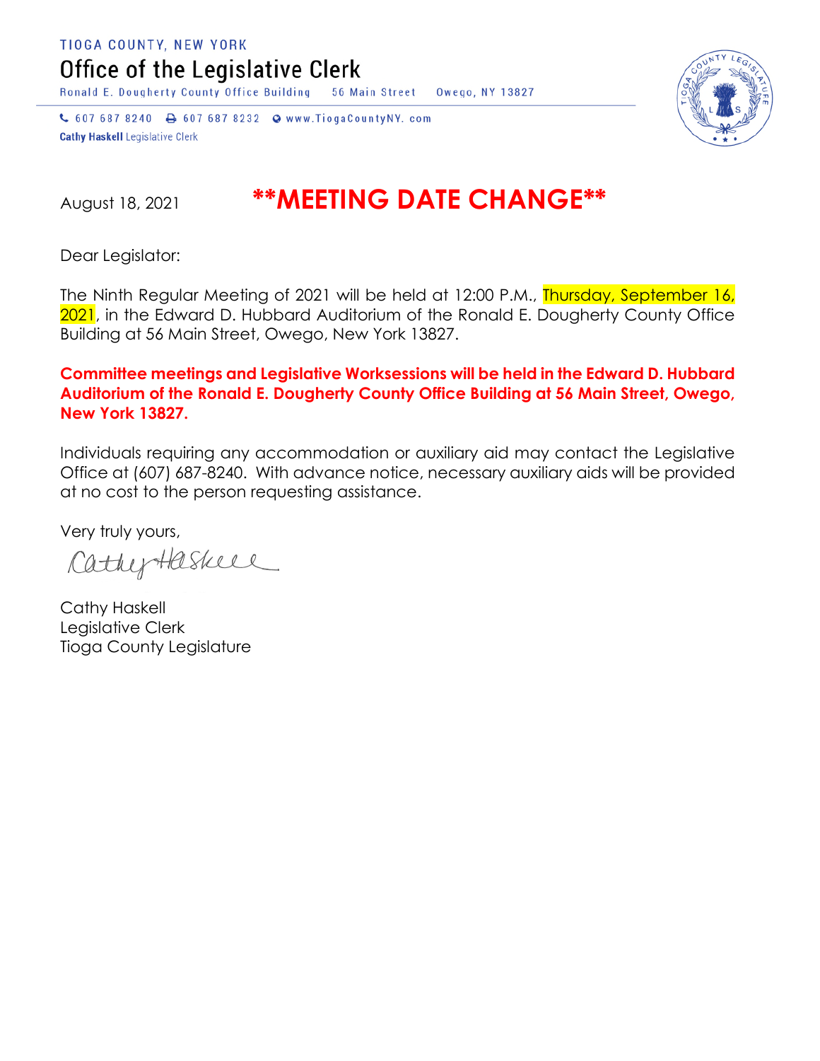TIOGA COUNTY, NEW YORK

# Office of the Legislative Clerk

Ronald E. Dougherty County Office Building 56 Main Street Owego, NY 13827

607 687 8240 607 687 8232 www.TiogaCountyNY.com

**Cathy Haskell** Legislative Clerk

August 18, 2021

## **\*\*MEETING DATE CHANGE\*\***

Dear Legislator:

The Ninth Regular Meeting of 2021 will be held at 12:00 P.M., Thursday, September 16, 2021, in the Edward D. Hubbard Auditorium of the Ronald E. Dougherty County Office Building at 56 Main Street, Owego, New York 13827.

**Committee meetings and Legislative Worksessions will be held in the Edward D. Hubbard Auditorium of the Ronald E. Dougherty County Office Building at 56 Main Street, Owego, New York 13827.**

Individuals requiring any accommodation or auxiliary aid may contact the Legislative Office at (607) 687-8240. With advance notice, necessary auxiliary aids will be provided at no cost to the person requesting assistance.

Very truly yours,

Cathy Haskell

Cathy Haskell
Legislative Clerk
Tioga County Legislature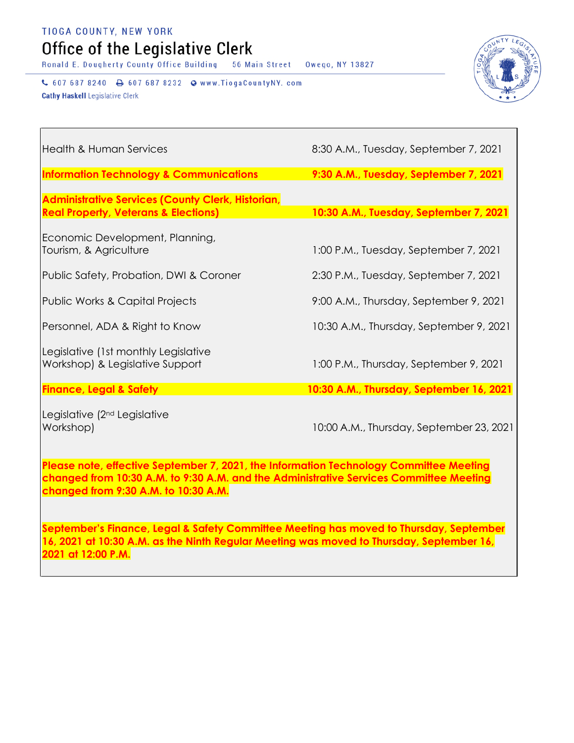TIOGA COUNTY, NEW YORK

# Office of the Legislative Clerk

Ronald E. Dougherty County Office Building 56 Main Street Owego, NY 13827

607 687 8240 607 687 8232 www.TiogaCountyNY. com

**Cathy Haskell** Legislative Clerk

| | |
|---|---|
| Health & Human Services | 8:30 A.M., Tuesday, September 7, 2021 |
| **Information Technology & Communications** | **9:30 A.M., Tuesday, September 7, 2021** |
| **Administrative Services (County Clerk, Historian, Real Property, Veterans & Elections)** | **10:30 A.M., Tuesday, September 7, 2021** |
| Economic Development, Planning, Tourism, & Agriculture | 1:00 P.M., Tuesday, September 7, 2021 |
| Public Safety, Probation, DWI & Coroner | 2:30 P.M., Tuesday, September 7, 2021 |
| Public Works & Capital Projects | 9:00 A.M., Thursday, September 9, 2021 |
| Personnel, ADA & Right to Know | 10:30 A.M., Thursday, September 9, 2021 |
| Legislative (1st monthly Legislative Workshop) & Legislative Support | 1:00 P.M., Thursday, September 9, 2021 |
| **Finance, Legal & Safety** | **10:30 A.M., Thursday, September 16, 2021** |
| Legislative (2nd Legislative Workshop) | 10:00 A.M., Thursday, September 23, 2021 |

**Please note, effective September 7, 2021, the Information Technology Committee Meeting changed from 10:30 A.M. to 9:30 A.M. and the Administrative Services Committee Meeting changed from 9:30 A.M. to 10:30 A.M.**

**September's Finance, Legal & Safety Committee Meeting has moved to Thursday, September 16, 2021 at 10:30 A.M. as the Ninth Regular Meeting was moved to Thursday, September 16, 2021 at 12:00 P.M.**